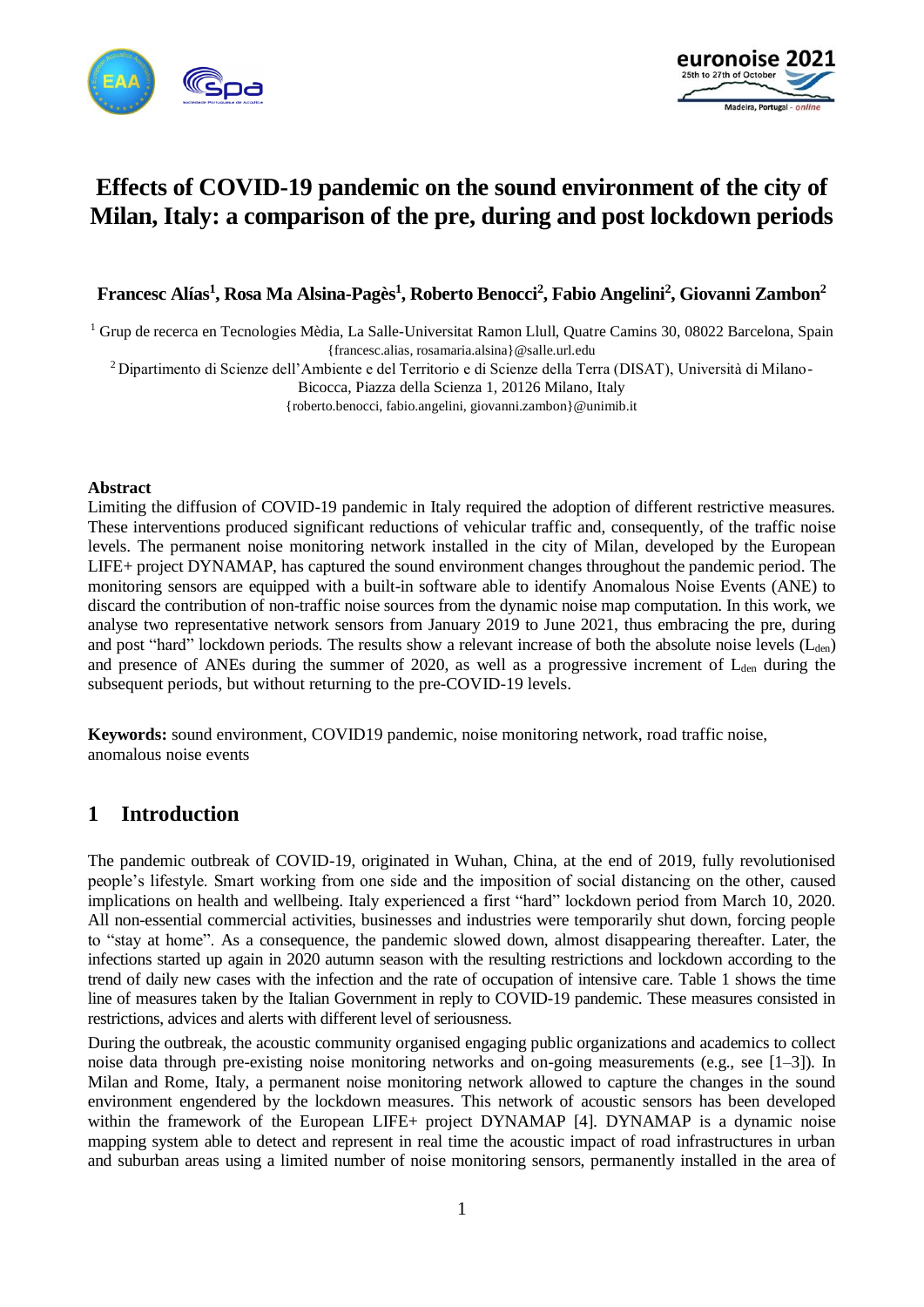# Effects of COVID-19 pandemic on the sound environment of the city of Milan, Italy: a comparison of the pre, during and post lockdown periods

**Francesc Alías[1], Rosa Ma Alsina-Pagès[1], Roberto Benocci[2], Fabio Angelini[2], Giovanni Zambon[2]**

[1] Grup de recerca en Tecnologies Mèdia, La Salle-Universitat Ramon Llull, Quatre Camins 30, 08022 Barcelona, Spain
{francesc.alias, rosamaria.alsina}@salle.url.edu

[2] Dipartimento di Scienze dell'Ambiente e del Territorio e di Scienze della Terra (DISAT), Università di Milano-Bicocca, Piazza della Scienza 1, 20126 Milano, Italy
{roberto.benocci, fabio.angelini, giovanni.zambon}@unimib.it

## Abstract

Limiting the diffusion of COVID-19 pandemic in Italy required the adoption of different restrictive measures. These interventions produced significant reductions of vehicular traffic and, consequently, of the traffic noise levels. The permanent noise monitoring network installed in the city of Milan, developed by the European LIFE+ project DYNAMAP, has captured the sound environment changes throughout the pandemic period. The monitoring sensors are equipped with a built-in software able to identify Anomalous Noise Events (ANE) to discard the contribution of non-traffic noise sources from the dynamic noise map computation. In this work, we analyse two representative network sensors from January 2019 to June 2021, thus embracing the pre, during and post "hard" lockdown periods. The results show a relevant increase of both the absolute noise levels ($L_{den}$) and presence of ANEs during the summer of 2020, as well as a progressive increment of $L_{den}$ during the subsequent periods, but without returning to the pre-COVID-19 levels.

**Keywords:** sound environment, COVID19 pandemic, noise monitoring network, road traffic noise, anomalous noise events

## 1 Introduction

The pandemic outbreak of COVID-19, originated in Wuhan, China, at the end of 2019, fully revolutionised people's lifestyle. Smart working from one side and the imposition of social distancing on the other, caused implications on health and wellbeing. Italy experienced a first "hard" lockdown period from March 10, 2020. All non-essential commercial activities, businesses and industries were temporarily shut down, forcing people to "stay at home". As a consequence, the pandemic slowed down, almost disappearing thereafter. Later, the infections started up again in 2020 autumn season with the resulting restrictions and lockdown according to the trend of daily new cases with the infection and the rate of occupation of intensive care. Table 1 shows the time line of measures taken by the Italian Government in reply to COVID-19 pandemic. These measures consisted in restrictions, advices and alerts with different level of seriousness.

During the outbreak, the acoustic community organised engaging public organizations and academics to collect noise data through pre-existing noise monitoring networks and on-going measurements (e.g., see [1–3]). In Milan and Rome, Italy, a permanent noise monitoring network allowed to capture the changes in the sound environment engendered by the lockdown measures. This network of acoustic sensors has been developed within the framework of the European LIFE+ project DYNAMAP [4]. DYNAMAP is a dynamic noise mapping system able to detect and represent in real time the acoustic impact of road infrastructures in urban and suburban areas using a limited number of noise monitoring sensors, permanently installed in the area of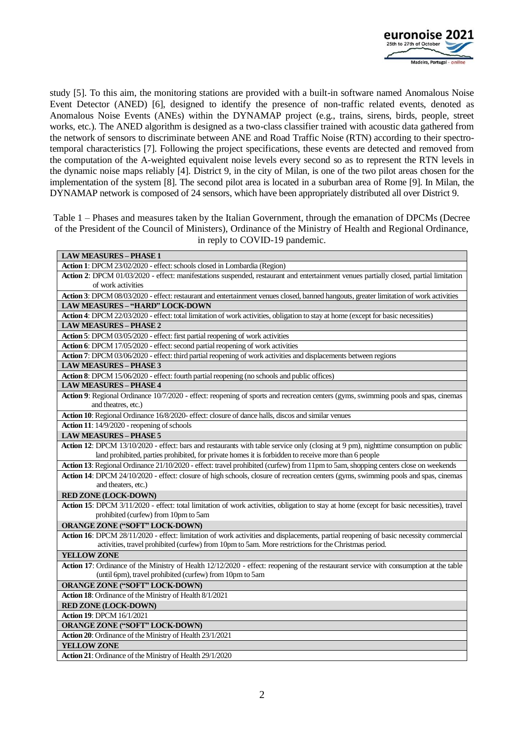study [5]. To this aim, the monitoring stations are provided with a built-in software named Anomalous Noise Event Detector (ANED) [6], designed to identify the presence of non-traffic related events, denoted as Anomalous Noise Events (ANEs) within the DYNAMAP project (e.g., trains, sirens, birds, people, street works, etc.). The ANED algorithm is designed as a two-class classifier trained with acoustic data gathered from the network of sensors to discriminate between ANE and Road Traffic Noise (RTN) according to their spectro-temporal characteristics [7]. Following the project specifications, these events are detected and removed from the computation of the A-weighted equivalent noise levels every second so as to represent the RTN levels in the dynamic noise maps reliably [4]. District 9, in the city of Milan, is one of the two pilot areas chosen for the implementation of the system [8]. The second pilot area is located in a suburban area of Rome [9]. In Milan, the DYNAMAP network is composed of 24 sensors, which have been appropriately distributed all over District 9.

Table 1 – Phases and measures taken by the Italian Government, through the emanation of DPCMs (Decree of the President of the Council of Ministers), Ordinance of the Ministry of Health and Regional Ordinance, in reply to COVID-19 pandemic.

| **LAW MEASURES – PHASE 1** |
|---|
| **Action 1**: DPCM 23/02/2020 - effect: schools closed in Lombardia (Region) |
| **Action 2**: DPCM 01/03/2020 - effect: manifestations suspended, restaurant and entertainment venues partially closed, partial limitation of work activities |
| **Action 3**: DPCM 08/03/2020 - effect: restaurant and entertainment venues closed, banned hangouts, greater limitation of work activities |
| **LAW MEASURES – "HARD" LOCK-DOWN** |
| **Action 4**: DPCM 22/03/2020 - effect: total limitation of work activities, obligation to stay at home (except for basic necessities) |
| **LAW MEASURES – PHASE 2** |
| **Action 5**: DPCM 03/05/2020 - effect: first partial reopening of work activities |
| **Action 6**: DPCM 17/05/2020 - effect: second partial reopening of work activities |
| **Action 7**: DPCM 03/06/2020 - effect: third partial reopening of work activities and displacements between regions |
| **LAW MEASURES – PHASE 3** |
| **Action 8**: DPCM 15/06/2020 - effect: fourth partial reopening (no schools and public offices) |
| **LAW MEASURES – PHASE 4** |
| **Action 9**: Regional Ordinance 10/7/2020 - effect: reopening of sports and recreation centers (gyms, swimming pools and spas, cinemas and theatres, etc.) |
| **Action 10**: Regional Ordinance 16/8/2020- effect: closure of dance halls, discos and similar venues |
| **Action 11**: 14/9/2020 - reopening of schools |
| **LAW MEASURES – PHASE 5** |
| **Action 12**: DPCM 13/10/2020 - effect: bars and restaurants with table service only (closing at 9 pm), nighttime consumption on public land prohibited, parties prohibited, for private homes it is forbidden to receive more than 6 people |
| **Action 13**: Regional Ordinance 21/10/2020 - effect: travel prohibited (curfew) from 11pm to 5am, shopping centers close on weekends |
| **Action 14**: DPCM 24/10/2020 - effect: closure of high schools, closure of recreation centers (gyms, swimming pools and spas, cinemas and theaters, etc.) |
| **RED ZONE (LOCK-DOWN)** |
| **Action 15**: DPCM 3/11/2020 - effect: total limitation of work activities, obligation to stay at home (except for basic necessities), travel prohibited (curfew) from 10pm to 5am |
| **ORANGE ZONE ("SOFT" LOCK-DOWN)** |
| **Action 16**: DPCM 28/11/2020 - effect: limitation of work activities and displacements, partial reopening of basic necessity commercial activities, travel prohibited (curfew) from 10pm to 5am. More restrictions for the Christmas period. |
| **YELLOW ZONE** |
| **Action 17**: Ordinance of the Ministry of Health 12/12/2020 - effect: reopening of the restaurant service with consumption at the table (until 6pm), travel prohibited (curfew) from 10pm to 5am |
| **ORANGE ZONE ("SOFT" LOCK-DOWN)** |
| **Action 18**: Ordinance of the Ministry of Health 8/1/2021 |
| **RED ZONE (LOCK-DOWN)** |
| **Action 19**: DPCM 16/1/2021 |
| **ORANGE ZONE ("SOFT" LOCK-DOWN)** |
| **Action 20**: Ordinance of the Ministry of Health 23/1/2021 |
| **YELLOW ZONE** |
| **Action 21**: Ordinance of the Ministry of Health 29/1/2020 |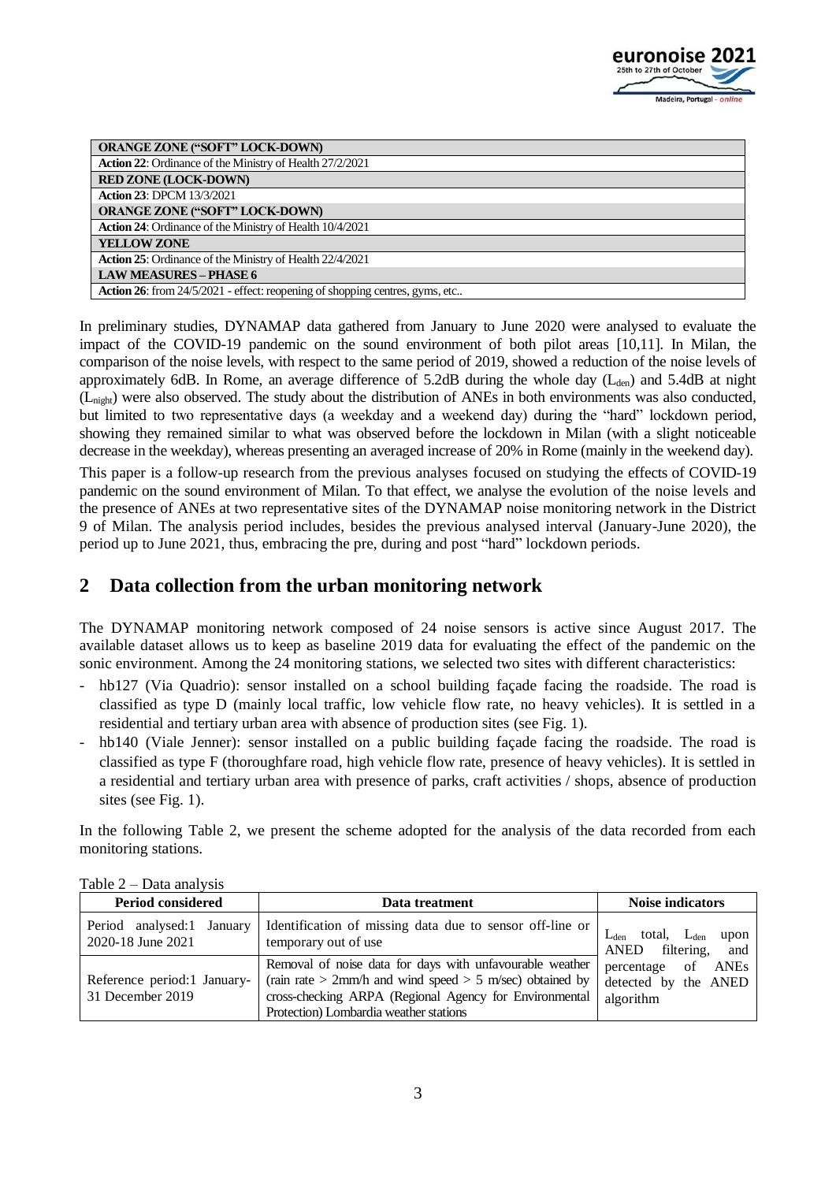| ORANGE ZONE ("SOFT" LOCK-DOWN) |
| --- |
| **Action 22**: Ordinance of the Ministry of Health 27/2/2021 |
| **RED ZONE (LOCK-DOWN)** |
| **Action 23**: DPCM 13/3/2021 |
| **ORANGE ZONE ("SOFT" LOCK-DOWN)** |
| **Action 24**: Ordinance of the Ministry of Health 10/4/2021 |
| **YELLOW ZONE** |
| **Action 25**: Ordinance of the Ministry of Health 22/4/2021 |
| **LAW MEASURES – PHASE 6** |
| **Action 26**: from 24/5/2021 - effect: reopening of shopping centres, gyms, etc.. |

In preliminary studies, DYNAMAP data gathered from January to June 2020 were analysed to evaluate the impact of the COVID-19 pandemic on the sound environment of both pilot areas [10,11]. In Milan, the comparison of the noise levels, with respect to the same period of 2019, showed a reduction of the noise levels of approximately 6dB. In Rome, an average difference of 5.2dB during the whole day ($L_{den}$) and 5.4dB at night ($L_{night}$) were also observed. The study about the distribution of ANEs in both environments was also conducted, but limited to two representative days (a weekday and a weekend day) during the "hard" lockdown period, showing they remained similar to what was observed before the lockdown in Milan (with a slight noticeable decrease in the weekday), whereas presenting an averaged increase of 20% in Rome (mainly in the weekend day).

This paper is a follow-up research from the previous analyses focused on studying the effects of COVID-19 pandemic on the sound environment of Milan. To that effect, we analyse the evolution of the noise levels and the presence of ANEs at two representative sites of the DYNAMAP noise monitoring network in the District 9 of Milan. The analysis period includes, besides the previous analysed interval (January-June 2020), the period up to June 2021, thus, embracing the pre, during and post "hard" lockdown periods.

## 2 Data collection from the urban monitoring network

The DYNAMAP monitoring network composed of 24 noise sensors is active since August 2017. The available dataset allows us to keep as baseline 2019 data for evaluating the effect of the pandemic on the sonic environment. Among the 24 monitoring stations, we selected two sites with different characteristics:

- hb127 (Via Quadrio): sensor installed on a school building façade facing the roadside. The road is classified as type D (mainly local traffic, low vehicle flow rate, no heavy vehicles). It is settled in a residential and tertiary urban area with absence of production sites (see Fig. 1).
- hb140 (Viale Jenner): sensor installed on a public building façade facing the roadside. The road is classified as type F (thoroughfare road, high vehicle flow rate, presence of heavy vehicles). It is settled in a residential and tertiary urban area with presence of parks, craft activities / shops, absence of production sites (see Fig. 1).

In the following Table 2, we present the scheme adopted for the analysis of the data recorded from each monitoring stations.

Table 2 – Data analysis

| Period considered | Data treatment | Noise indicators |
| --- | --- | --- |
| Period analysed:1 January 2020-18 June 2021 | Identification of missing data due to sensor off-line or temporary out of use | $L_{den}$ total, $L_{den}$ upon ANED filtering, and percentage of ANEs detected by the ANED algorithm |
| Reference period:1 January-31 December 2019 | Removal of noise data for days with unfavourable weather (rain rate > 2mm/h and wind speed > 5 m/sec) obtained by cross-checking ARPA (Regional Agency for Environmental Protection) Lombardia weather stations | |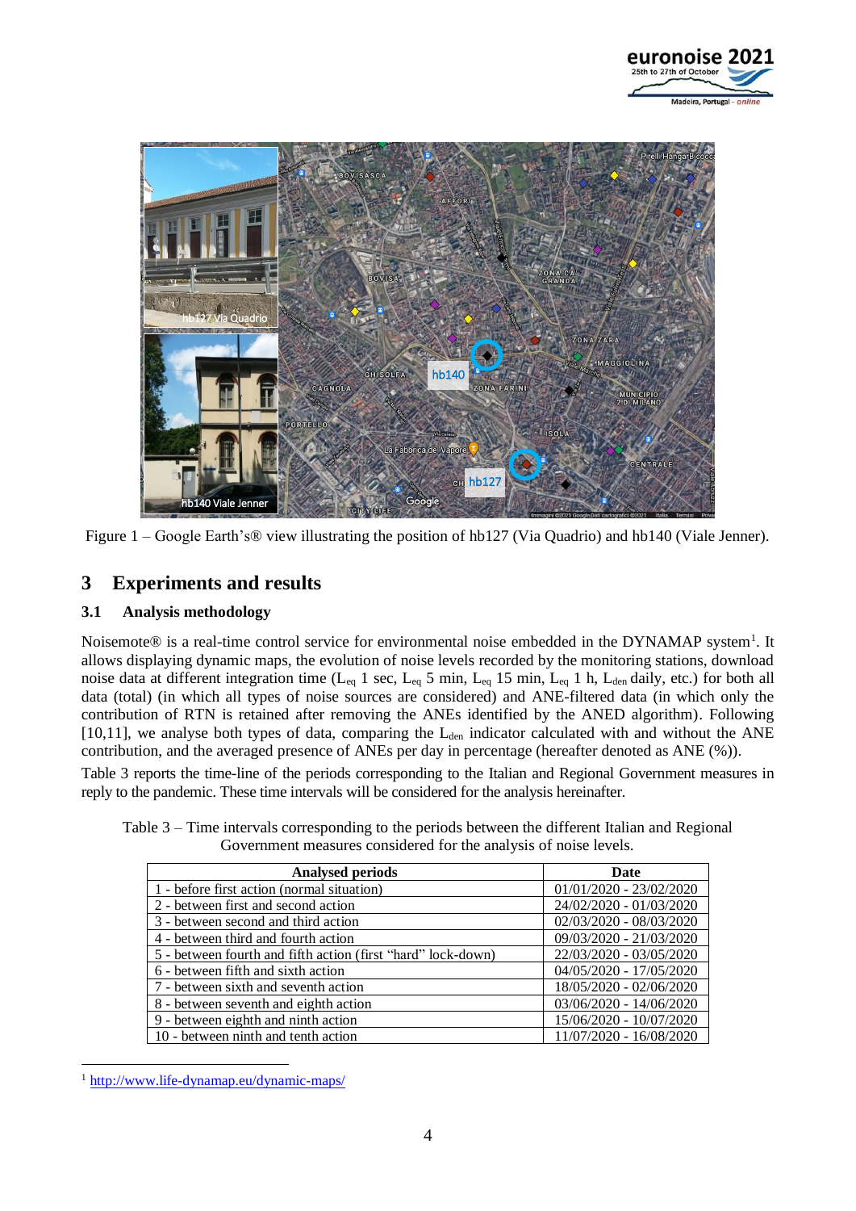Figure 1 – Google Earth's® view illustrating the position of hb127 (Via Quadrio) and hb140 (Viale Jenner).

## 3 Experiments and results

### 3.1 Analysis methodology

Noisemote® is a real-time control service for environmental noise embedded in the DYNAMAP system[1]. It allows displaying dynamic maps, the evolution of noise levels recorded by the monitoring stations, download noise data at different integration time ($L_{eq}$ 1 sec, $L_{eq}$ 5 min, $L_{eq}$ 15 min, $L_{eq}$ 1 h, $L_{den}$ daily, etc.) for both all data (total) (in which all types of noise sources are considered) and ANE-filtered data (in which only the contribution of RTN is retained after removing the ANEs identified by the ANED algorithm). Following [10,11], we analyse both types of data, comparing the $L_{den}$ indicator calculated with and without the ANE contribution, and the averaged presence of ANEs per day in percentage (hereafter denoted as ANE (%)).

Table 3 reports the time-line of the periods corresponding to the Italian and Regional Government measures in reply to the pandemic. These time intervals will be considered for the analysis hereinafter.

Table 3 – Time intervals corresponding to the periods between the different Italian and Regional Government measures considered for the analysis of noise levels.

| Analysed periods | Date |
|---|---|
| 1 - before first action (normal situation) | 01/01/2020 - 23/02/2020 |
| 2 - between first and second action | 24/02/2020 - 01/03/2020 |
| 3 - between second and third action | 02/03/2020 - 08/03/2020 |
| 4 - between third and fourth action | 09/03/2020 - 21/03/2020 |
| 5 - between fourth and fifth action (first "hard" lock-down) | 22/03/2020 - 03/05/2020 |
| 6 - between fifth and sixth action | 04/05/2020 - 17/05/2020 |
| 7 - between sixth and seventh action | 18/05/2020 - 02/06/2020 |
| 8 - between seventh and eighth action | 03/06/2020 - 14/06/2020 |
| 9 - between eighth and ninth action | 15/06/2020 - 10/07/2020 |
| 10 - between ninth and tenth action | 11/07/2020 - 16/08/2020 |

[1] http://www.life-dynamap.eu/dynamic-maps/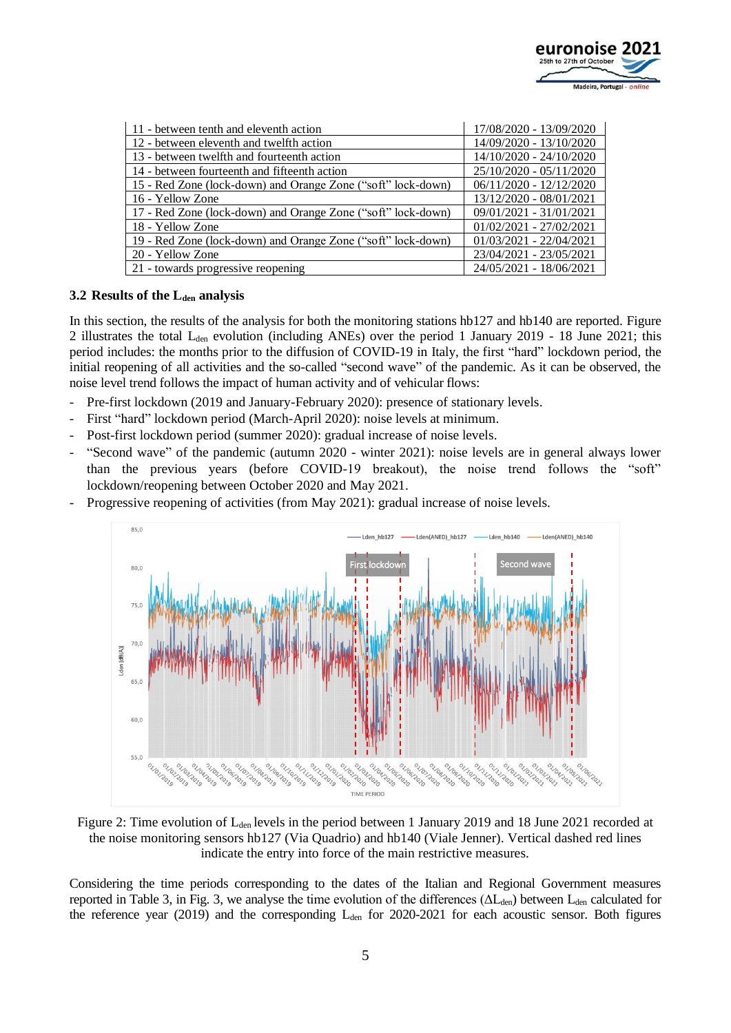| | |
|---|---|
| 11 - between tenth and eleventh action | 17/08/2020 - 13/09/2020 |
| 12 - between eleventh and twelfth action | 14/09/2020 - 13/10/2020 |
| 13 - between twelfth and fourteenth action | 14/10/2020 - 24/10/2020 |
| 14 - between fourteenth and fifteenth action | 25/10/2020 - 05/11/2020 |
| 15 - Red Zone (lock-down) and Orange Zone ("soft" lock-down) | 06/11/2020 - 12/12/2020 |
| 16 - Yellow Zone | 13/12/2020 - 08/01/2021 |
| 17 - Red Zone (lock-down) and Orange Zone ("soft" lock-down) | 09/01/2021 - 31/01/2021 |
| 18 - Yellow Zone | 01/02/2021 - 27/02/2021 |
| 19 - Red Zone (lock-down) and Orange Zone ("soft" lock-down) | 01/03/2021 - 22/04/2021 |
| 20 - Yellow Zone | 23/04/2021 - 23/05/2021 |
| 21 - towards progressive reopening | 24/05/2021 - 18/06/2021 |

### 3.2 Results of the $L_{den}$ analysis

In this section, the results of the analysis for both the monitoring stations hb127 and hb140 are reported. Figure 2 illustrates the total $L_{den}$ evolution (including ANEs) over the period 1 January 2019 - 18 June 2021; this period includes: the months prior to the diffusion of COVID-19 in Italy, the first "hard" lockdown period, the initial reopening of all activities and the so-called "second wave" of the pandemic. As it can be observed, the noise level trend follows the impact of human activity and of vehicular flows:

- Pre-first lockdown (2019 and January-February 2020): presence of stationary levels.
- First "hard" lockdown period (March-April 2020): noise levels at minimum.
- Post-first lockdown period (summer 2020): gradual increase of noise levels.
- "Second wave" of the pandemic (autumn 2020 - winter 2021): noise levels are in general always lower than the previous years (before COVID-19 breakout), the noise trend follows the "soft" lockdown/reopening between October 2020 and May 2021.
- Progressive reopening of activities (from May 2021): gradual increase of noise levels.

Figure 2: Time evolution of $L_{den}$ levels in the period between 1 January 2019 and 18 June 2021 recorded at the noise monitoring sensors hb127 (Via Quadrio) and hb140 (Viale Jenner). Vertical dashed red lines indicate the entry into force of the main restrictive measures.

Considering the time periods corresponding to the dates of the Italian and Regional Government measures reported in Table 3, in Fig. 3, we analyse the time evolution of the differences ($\Delta L_{den}$) between $L_{den}$ calculated for the reference year (2019) and the corresponding $L_{den}$ for 2020-2021 for each acoustic sensor. Both figures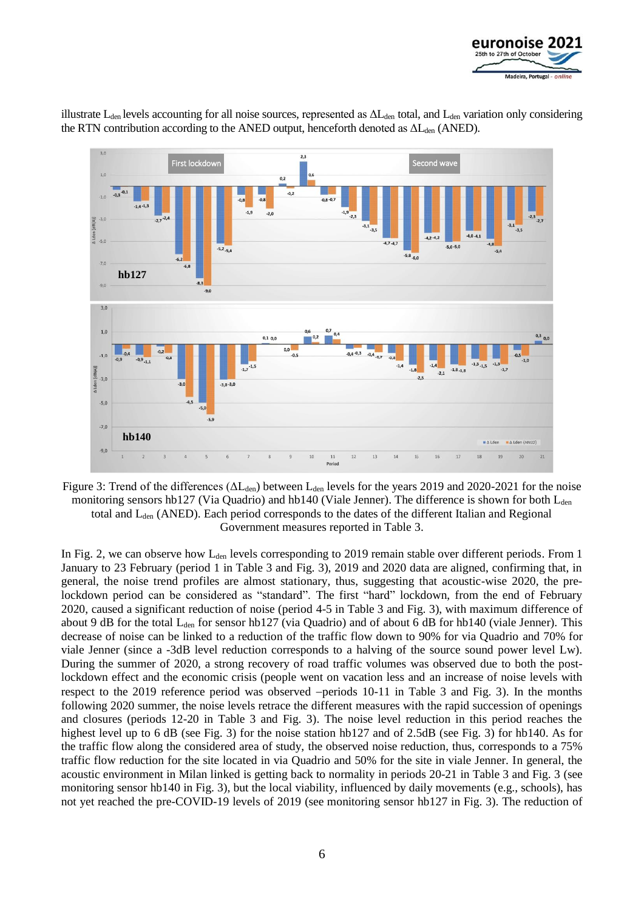illustrate $L_{den}$ levels accounting for all noise sources, represented as $\Delta L_{den}$ total, and $L_{den}$ variation only considering the RTN contribution according to the ANED output, henceforth denoted as $\Delta L_{den}$ (ANED).

Figure 3: Trend of the differences ($\Delta L_{den}$) between $L_{den}$ levels for the years 2019 and 2020-2021 for the noise monitoring sensors hb127 (Via Quadrio) and hb140 (Viale Jenner). The difference is shown for both $L_{den}$ total and $L_{den}$ (ANED). Each period corresponds to the dates of the different Italian and Regional Government measures reported in Table 3.

In Fig. 2, we can observe how $L_{den}$ levels corresponding to 2019 remain stable over different periods. From 1 January to 23 February (period 1 in Table 3 and Fig. 3), 2019 and 2020 data are aligned, confirming that, in general, the noise trend profiles are almost stationary, thus, suggesting that acoustic-wise 2020, the pre-lockdown period can be considered as "standard". The first "hard" lockdown, from the end of February 2020, caused a significant reduction of noise (period 4-5 in Table 3 and Fig. 3), with maximum difference of about 9 dB for the total $L_{den}$ for sensor hb127 (via Quadrio) and of about 6 dB for hb140 (viale Jenner). This decrease of noise can be linked to a reduction of the traffic flow down to 90% for via Quadrio and 70% for viale Jenner (since a -3dB level reduction corresponds to a halving of the source sound power level Lw). During the summer of 2020, a strong recovery of road traffic volumes was observed due to both the post-lockdown effect and the economic crisis (people went on vacation less and an increase of noise levels with respect to the 2019 reference period was observed –periods 10-11 in Table 3 and Fig. 3). In the months following 2020 summer, the noise levels retrace the different measures with the rapid succession of openings and closures (periods 12-20 in Table 3 and Fig. 3). The noise level reduction in this period reaches the highest level up to 6 dB (see Fig. 3) for the noise station hb127 and of 2.5dB (see Fig. 3) for hb140. As for the traffic flow along the considered area of study, the observed noise reduction, thus, corresponds to a 75% traffic flow reduction for the site located in via Quadrio and 50% for the site in viale Jenner. In general, the acoustic environment in Milan linked is getting back to normality in periods 20-21 in Table 3 and Fig. 3 (see monitoring sensor hb140 in Fig. 3), but the local viability, influenced by daily movements (e.g., schools), has not yet reached the pre-COVID-19 levels of 2019 (see monitoring sensor hb127 in Fig. 3). The reduction of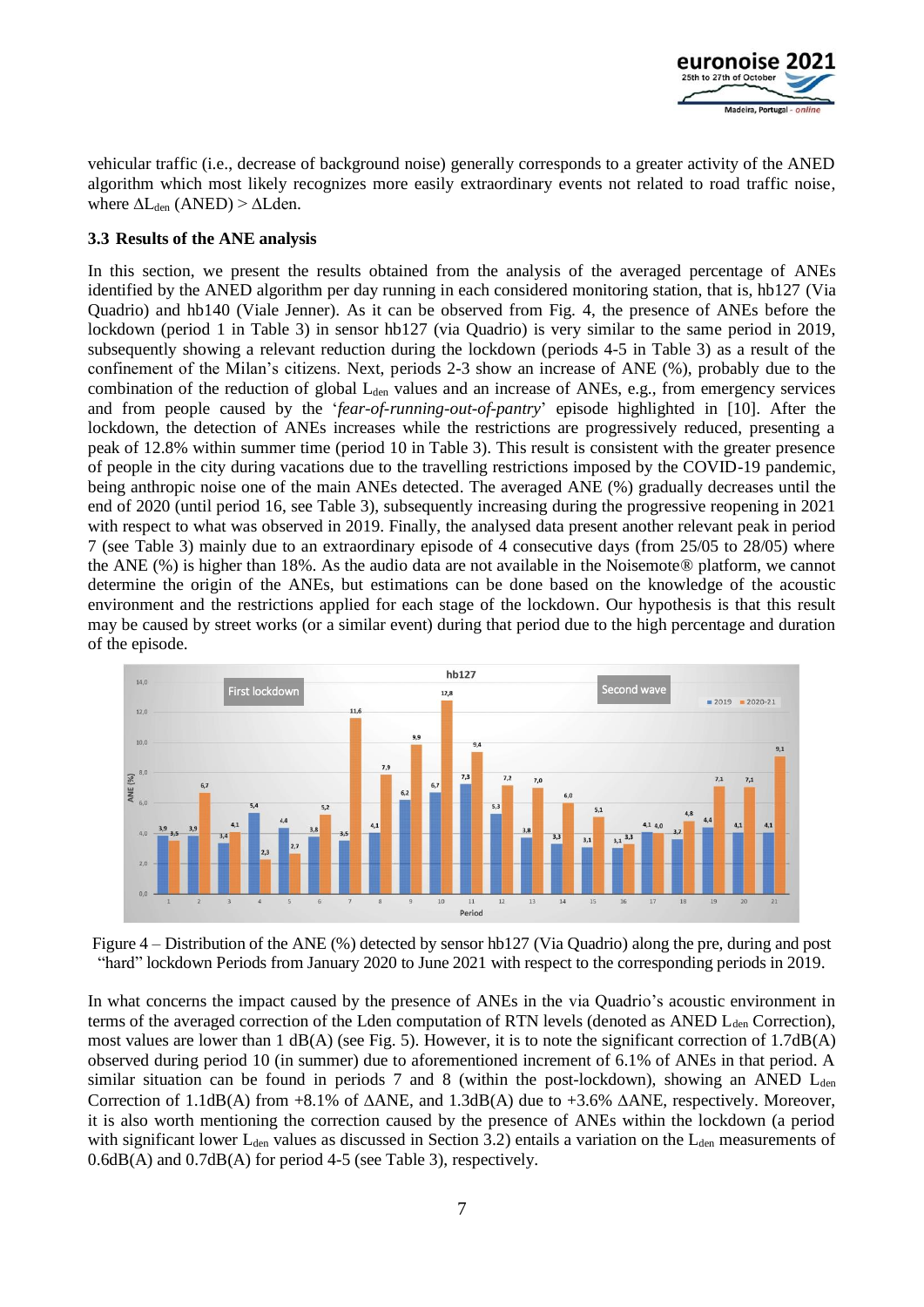vehicular traffic (i.e., decrease of background noise) generally corresponds to a greater activity of the ANED algorithm which most likely recognizes more easily extraordinary events not related to road traffic noise, where $\Delta L_{den}$ (ANED) > $\Delta L_{den}$.

### 3.3 Results of the ANE analysis

In this section, we present the results obtained from the analysis of the averaged percentage of ANEs identified by the ANED algorithm per day running in each considered monitoring station, that is, hb127 (Via Quadrio) and hb140 (Viale Jenner). As it can be observed from Fig. 4, the presence of ANEs before the lockdown (period 1 in Table 3) in sensor hb127 (via Quadrio) is very similar to the same period in 2019, subsequently showing a relevant reduction during the lockdown (periods 4-5 in Table 3) as a result of the confinement of the Milan's citizens. Next, periods 2-3 show an increase of ANE (%), probably due to the combination of the reduction of global $L_{den}$ values and an increase of ANEs, e.g., from emergency services and from people caused by the '*fear-of-running-out-of-pantry*' episode highlighted in [10]. After the lockdown, the detection of ANEs increases while the restrictions are progressively reduced, presenting a peak of 12.8% within summer time (period 10 in Table 3). This result is consistent with the greater presence of people in the city during vacations due to the travelling restrictions imposed by the COVID-19 pandemic, being anthropic noise one of the main ANEs detected. The averaged ANE (%) gradually decreases until the end of 2020 (until period 16, see Table 3), subsequently increasing during the progressive reopening in 2021 with respect to what was observed in 2019. Finally, the analysed data present another relevant peak in period 7 (see Table 3) mainly due to an extraordinary episode of 4 consecutive days (from 25/05 to 28/05) where the ANE (%) is higher than 18%. As the audio data are not available in the Noisemote® platform, we cannot determine the origin of the ANEs, but estimations can be done based on the knowledge of the acoustic environment and the restrictions applied for each stage of the lockdown. Our hypothesis is that this result may be caused by street works (or a similar event) during that period due to the high percentage and duration of the episode.

Figure 4 – Distribution of the ANE (%) detected by sensor hb127 (Via Quadrio) along the pre, during and post "hard" lockdown Periods from January 2020 to June 2021 with respect to the corresponding periods in 2019.

In what concerns the impact caused by the presence of ANEs in the via Quadrio's acoustic environment in terms of the averaged correction of the Lden computation of RTN levels (denoted as ANED $L_{den}$ Correction), most values are lower than 1 dB(A) (see Fig. 5). However, it is to note the significant correction of 1.7dB(A) observed during period 10 (in summer) due to aforementioned increment of 6.1% of ANEs in that period. A similar situation can be found in periods 7 and 8 (within the post-lockdown), showing an ANED $L_{den}$ Correction of 1.1dB(A) from +8.1% of $\Delta$ANE, and 1.3dB(A) due to +3.6% $\Delta$ANE, respectively. Moreover, it is also worth mentioning the correction caused by the presence of ANEs within the lockdown (a period with significant lower $L_{den}$ values as discussed in Section 3.2) entails a variation on the $L_{den}$ measurements of 0.6dB(A) and 0.7dB(A) for period 4-5 (see Table 3), respectively.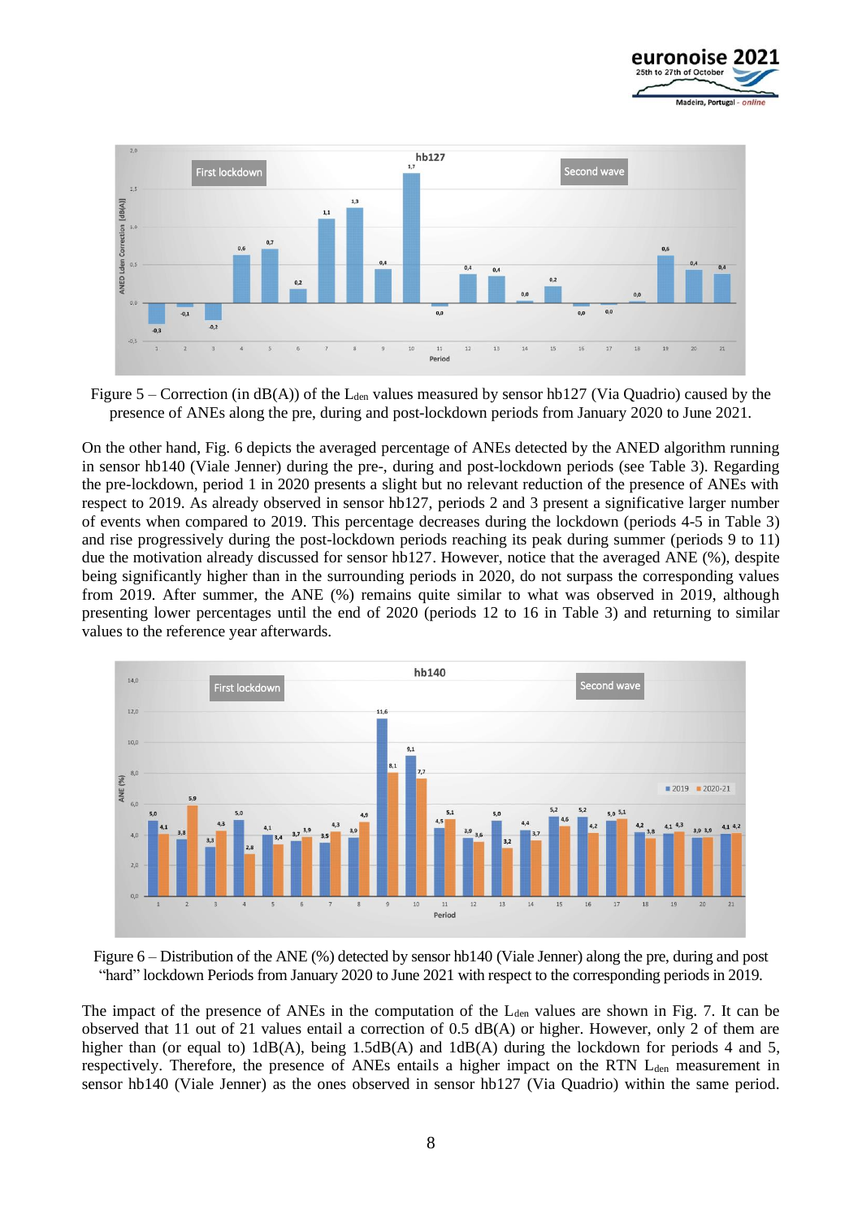Figure 5 – Correction (in dB(A)) of the $L_{den}$ values measured by sensor hb127 (Via Quadrio) caused by the presence of ANEs along the pre, during and post-lockdown periods from January 2020 to June 2021.

On the other hand, Fig. 6 depicts the averaged percentage of ANEs detected by the ANED algorithm running in sensor hb140 (Viale Jenner) during the pre-, during and post-lockdown periods (see Table 3). Regarding the pre-lockdown, period 1 in 2020 presents a slight but no relevant reduction of the presence of ANEs with respect to 2019. As already observed in sensor hb127, periods 2 and 3 present a significative larger number of events when compared to 2019. This percentage decreases during the lockdown (periods 4-5 in Table 3) and rise progressively during the post-lockdown periods reaching its peak during summer (periods 9 to 11) due the motivation already discussed for sensor hb127. However, notice that the averaged ANE (%), despite being significantly higher than in the surrounding periods in 2020, do not surpass the corresponding values from 2019. After summer, the ANE (%) remains quite similar to what was observed in 2019, although presenting lower percentages until the end of 2020 (periods 12 to 16 in Table 3) and returning to similar values to the reference year afterwards.

Figure 6 – Distribution of the ANE (%) detected by sensor hb140 (Viale Jenner) along the pre, during and post "hard" lockdown Periods from January 2020 to June 2021 with respect to the corresponding periods in 2019.

The impact of the presence of ANEs in the computation of the $L_{den}$ values are shown in Fig. 7. It can be observed that 11 out of 21 values entail a correction of 0.5 dB(A) or higher. However, only 2 of them are higher than (or equal to) 1dB(A), being 1.5dB(A) and 1dB(A) during the lockdown for periods 4 and 5, respectively. Therefore, the presence of ANEs entails a higher impact on the RTN $L_{den}$ measurement in sensor hb140 (Viale Jenner) as the ones observed in sensor hb127 (Via Quadrio) within the same period.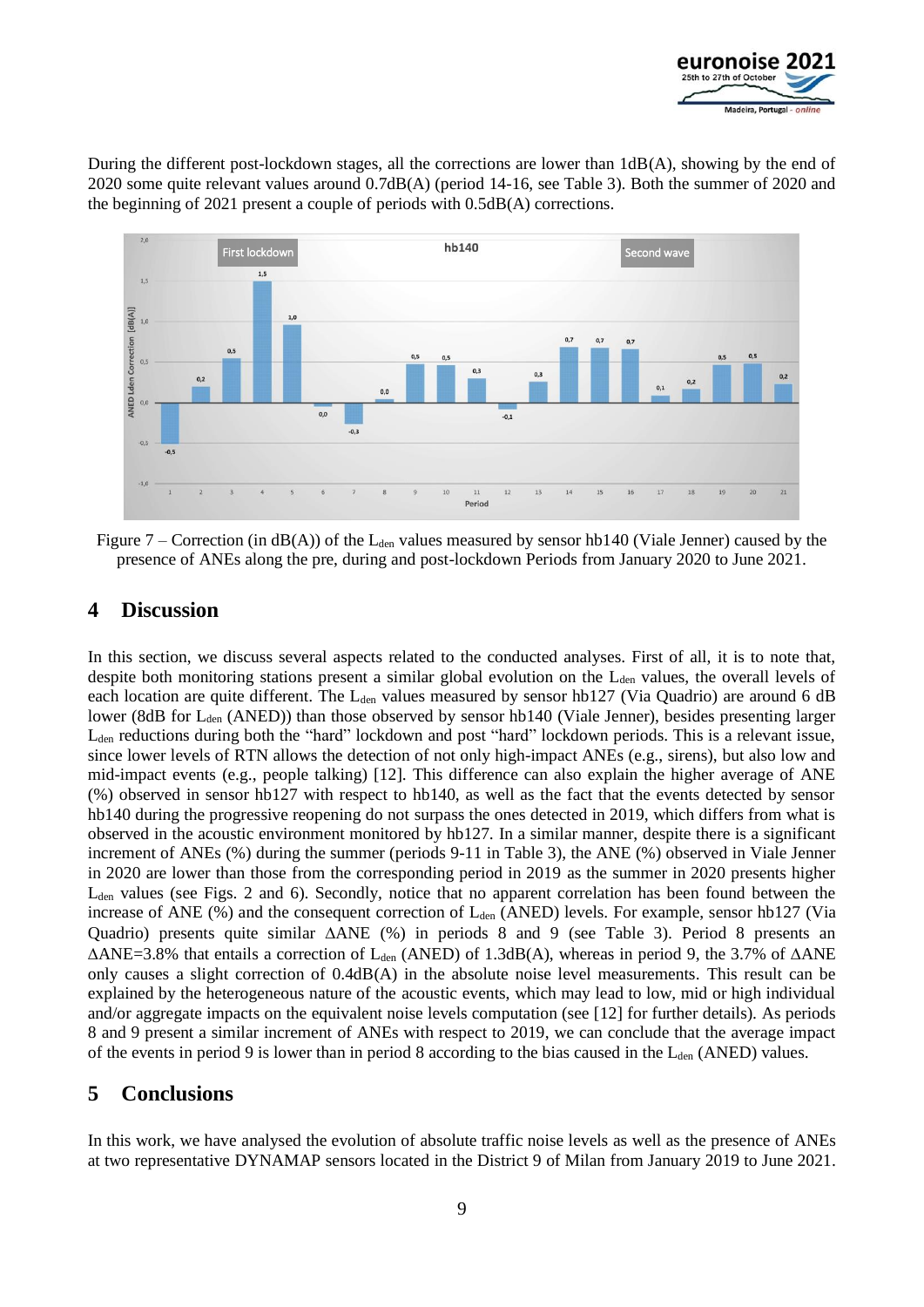During the different post-lockdown stages, all the corrections are lower than 1dB(A), showing by the end of 2020 some quite relevant values around 0.7dB(A) (period 14-16, see Table 3). Both the summer of 2020 and the beginning of 2021 present a couple of periods with 0.5dB(A) corrections.

Figure 7 – Correction (in dB(A)) of the $L_{den}$ values measured by sensor hb140 (Viale Jenner) caused by the presence of ANEs along the pre, during and post-lockdown Periods from January 2020 to June 2021.

## 4 Discussion

In this section, we discuss several aspects related to the conducted analyses. First of all, it is to note that, despite both monitoring stations present a similar global evolution on the $L_{den}$ values, the overall levels of each location are quite different. The $L_{den}$ values measured by sensor hb127 (Via Quadrio) are around 6 dB lower (8dB for $L_{den}$ (ANED)) than those observed by sensor hb140 (Viale Jenner), besides presenting larger $L_{den}$ reductions during both the "hard" lockdown and post "hard" lockdown periods. This is a relevant issue, since lower levels of RTN allows the detection of not only high-impact ANEs (e.g., sirens), but also low and mid-impact events (e.g., people talking) [12]. This difference can also explain the higher average of ANE (%) observed in sensor hb127 with respect to hb140, as well as the fact that the events detected by sensor hb140 during the progressive reopening do not surpass the ones detected in 2019, which differs from what is observed in the acoustic environment monitored by hb127. In a similar manner, despite there is a significant increment of ANEs (%) during the summer (periods 9-11 in Table 3), the ANE (%) observed in Viale Jenner in 2020 are lower than those from the corresponding period in 2019 as the summer in 2020 presents higher $L_{den}$ values (see Figs. 2 and 6). Secondly, notice that no apparent correlation has been found between the increase of ANE (%) and the consequent correction of $L_{den}$ (ANED) levels. For example, sensor hb127 (Via Quadrio) presents quite similar $\Delta$ANE (%) in periods 8 and 9 (see Table 3). Period 8 presents an $\Delta$ANE=3.8% that entails a correction of $L_{den}$ (ANED) of 1.3dB(A), whereas in period 9, the 3.7% of $\Delta$ANE only causes a slight correction of 0.4dB(A) in the absolute noise level measurements. This result can be explained by the heterogeneous nature of the acoustic events, which may lead to low, mid or high individual and/or aggregate impacts on the equivalent noise levels computation (see [12] for further details). As periods 8 and 9 present a similar increment of ANEs with respect to 2019, we can conclude that the average impact of the events in period 9 is lower than in period 8 according to the bias caused in the $L_{den}$ (ANED) values.

## 5 Conclusions

In this work, we have analysed the evolution of absolute traffic noise levels as well as the presence of ANEs at two representative DYNAMAP sensors located in the District 9 of Milan from January 2019 to June 2021.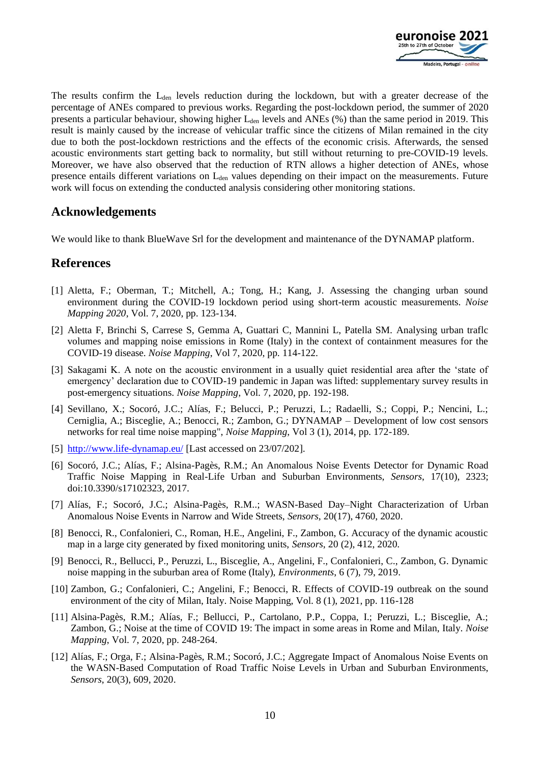The results confirm the $L_{den}$ levels reduction during the lockdown, but with a greater decrease of the percentage of ANEs compared to previous works. Regarding the post-lockdown period, the summer of 2020 presents a particular behaviour, showing higher $L_{den}$ levels and ANEs (%) than the same period in 2019. This result is mainly caused by the increase of vehicular traffic since the citizens of Milan remained in the city due to both the post-lockdown restrictions and the effects of the economic crisis. Afterwards, the sensed acoustic environments start getting back to normality, but still without returning to pre-COVID-19 levels. Moreover, we have also observed that the reduction of RTN allows a higher detection of ANEs, whose presence entails different variations on $L_{den}$ values depending on their impact on the measurements. Future work will focus on extending the conducted analysis considering other monitoring stations.

## Acknowledgements

We would like to thank BlueWave Srl for the development and maintenance of the DYNAMAP platform.

## References

[1] Aletta, F.; Oberman, T.; Mitchell, A.; Tong, H.; Kang, J. Assessing the changing urban sound environment during the COVID-19 lockdown period using short-term acoustic measurements. *Noise Mapping 2020*, Vol. 7, 2020, pp. 123-134.

[2] Aletta F, Brinchi S, Carrese S, Gemma A, Guattari C, Mannini L, Patella SM. Analysing urban traflc volumes and mapping noise emissions in Rome (Italy) in the context of containment measures for the COVID-19 disease. *Noise Mapping*, Vol 7, 2020, pp. 114-122.

[3] Sakagami K. A note on the acoustic environment in a usually quiet residential area after the 'state of emergency' declaration due to COVID-19 pandemic in Japan was lifted: supplementary survey results in post-emergency situations. *Noise Mapping*, Vol. 7, 2020, pp. 192-198.

[4] Sevillano, X.; Socoró, J.C.; Alías, F.; Belucci, P.; Peruzzi, L.; Radaelli, S.; Coppi, P.; Nencini, L.; Cerniglia, A.; Bisceglie, A.; Benocci, R.; Zambon, G.; DYNAMAP – Development of low cost sensors networks for real time noise mapping", *Noise Mapping*, Vol 3 (1), 2014, pp. 172-189.

[5] http://www.life-dynamap.eu/ [Last accessed on 23/07/202].

[6] Socoró, J.C.; Alías, F.; Alsina-Pagès, R.M.; An Anomalous Noise Events Detector for Dynamic Road Traffic Noise Mapping in Real-Life Urban and Suburban Environments, *Sensors*, 17(10), 2323; doi:10.3390/s17102323, 2017.

[7] Alías, F.; Socoró, J.C.; Alsina-Pagès, R.M..; WASN-Based Day–Night Characterization of Urban Anomalous Noise Events in Narrow and Wide Streets, *Sensors*, 20(17), 4760, 2020.

[8] Benocci, R., Confalonieri, C., Roman, H.E., Angelini, F., Zambon, G. Accuracy of the dynamic acoustic map in a large city generated by fixed monitoring units, *Sensors*, 20 (2), 412, 2020.

[9] Benocci, R., Bellucci, P., Peruzzi, L., Bisceglie, A., Angelini, F., Confalonieri, C., Zambon, G. Dynamic noise mapping in the suburban area of Rome (Italy), *Environments*, 6 (7), 79, 2019.

[10] Zambon, G.; Confalonieri, C.; Angelini, F.; Benocci, R. Effects of COVID-19 outbreak on the sound environment of the city of Milan, Italy. Noise Mapping, Vol. 8 (1), 2021, pp. 116-128

[11] Alsina-Pagès, R.M.; Alías, F.; Bellucci, P., Cartolano, P.P., Coppa, I.; Peruzzi, L.; Bisceglie, A.; Zambon, G.; Noise at the time of COVID 19: The impact in some areas in Rome and Milan, Italy. *Noise Mapping*, Vol. 7, 2020, pp. 248-264.

[12] Alías, F.; Orga, F.; Alsina-Pagès, R.M.; Socoró, J.C.; Aggregate Impact of Anomalous Noise Events on the WASN-Based Computation of Road Traffic Noise Levels in Urban and Suburban Environments, *Sensors*, 20(3), 609, 2020.